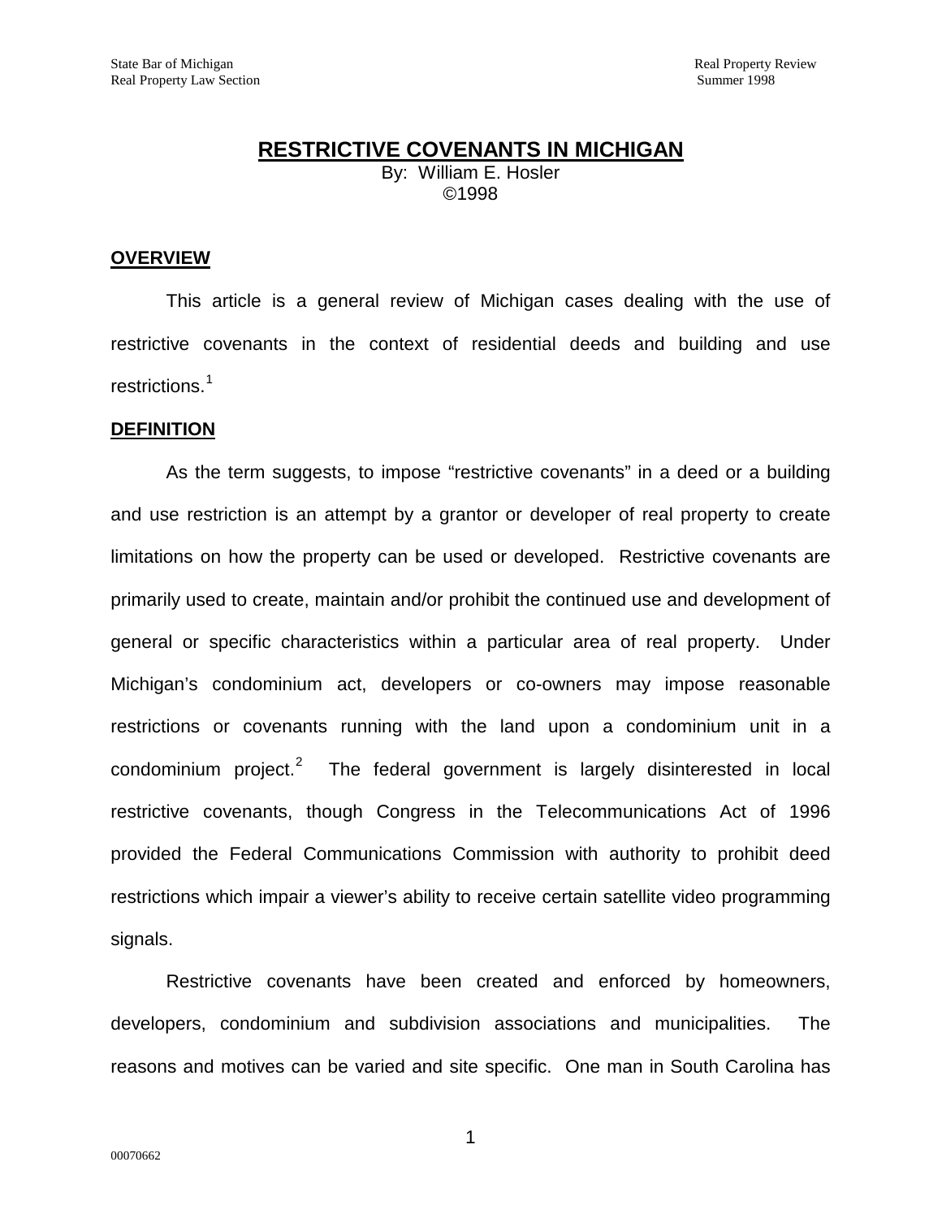# RESTRICTIVE COVENANTS IN MICHIGAN

By: William E. Hosler
©1998

## OVERVIEW

This article is a general review of Michigan cases dealing with the use of restrictive covenants in the context of residential deeds and building and use restrictions.[1]

## DEFINITION

As the term suggests, to impose "restrictive covenants" in a deed or a building and use restriction is an attempt by a grantor or developer of real property to create limitations on how the property can be used or developed. Restrictive covenants are primarily used to create, maintain and/or prohibit the continued use and development of general or specific characteristics within a particular area of real property. Under Michigan's condominium act, developers or co-owners may impose reasonable restrictions or covenants running with the land upon a condominium unit in a condominium project.[2] The federal government is largely disinterested in local restrictive covenants, though Congress in the Telecommunications Act of 1996 provided the Federal Communications Commission with authority to prohibit deed restrictions which impair a viewer's ability to receive certain satellite video programming signals.

Restrictive covenants have been created and enforced by homeowners, developers, condominium and subdivision associations and municipalities. The reasons and motives can be varied and site specific. One man in South Carolina has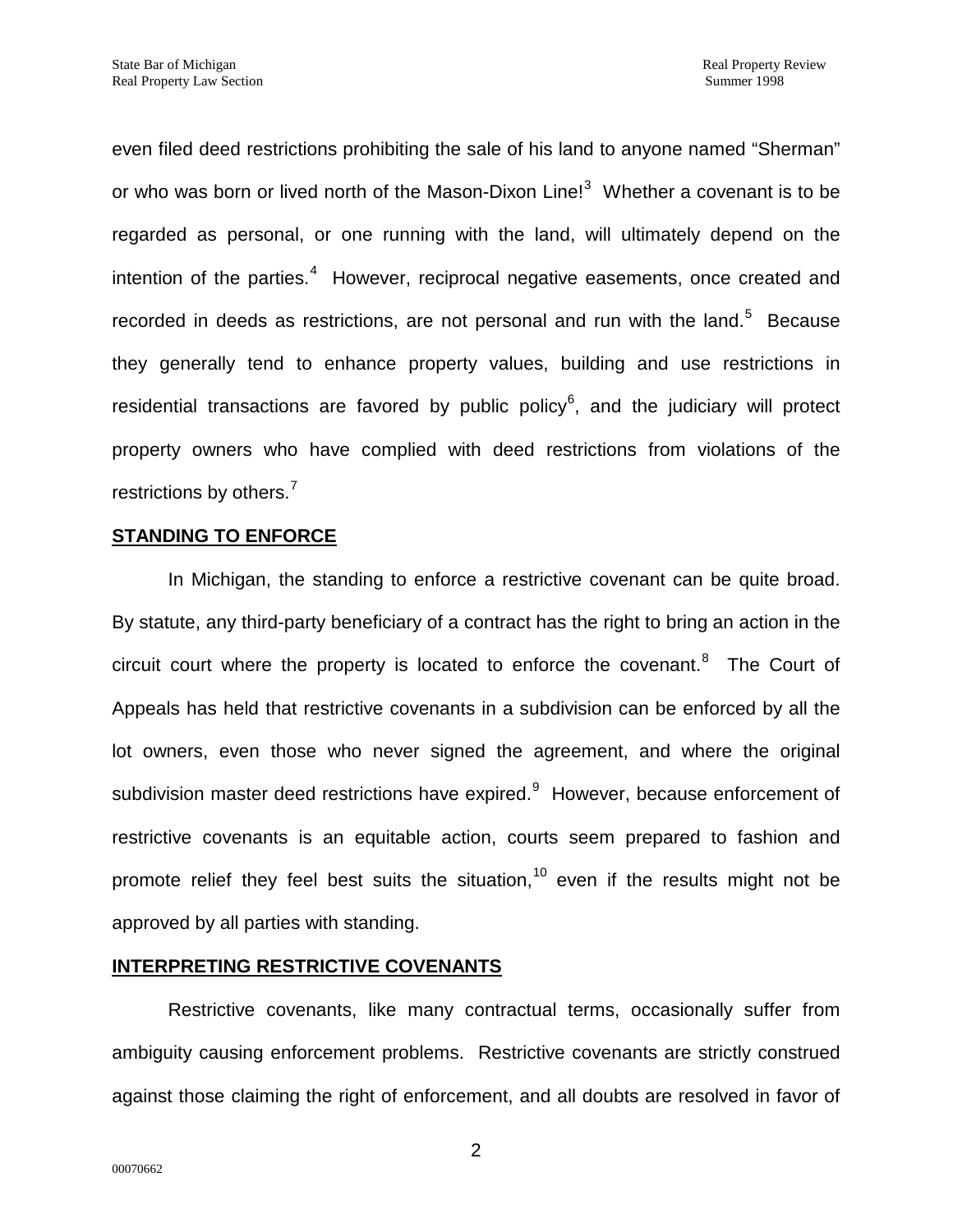even filed deed restrictions prohibiting the sale of his land to anyone named "Sherman" or who was born or lived north of the Mason-Dixon Line![3] Whether a covenant is to be regarded as personal, or one running with the land, will ultimately depend on the intention of the parties.[4] However, reciprocal negative easements, once created and recorded in deeds as restrictions, are not personal and run with the land.[5] Because they generally tend to enhance property values, building and use restrictions in residential transactions are favored by public policy[6], and the judiciary will protect property owners who have complied with deed restrictions from violations of the restrictions by others.[7]

## STANDING TO ENFORCE

In Michigan, the standing to enforce a restrictive covenant can be quite broad. By statute, any third-party beneficiary of a contract has the right to bring an action in the circuit court where the property is located to enforce the covenant.[8] The Court of Appeals has held that restrictive covenants in a subdivision can be enforced by all the lot owners, even those who never signed the agreement, and where the original subdivision master deed restrictions have expired.[9] However, because enforcement of restrictive covenants is an equitable action, courts seem prepared to fashion and promote relief they feel best suits the situation,[10] even if the results might not be approved by all parties with standing.

## INTERPRETING RESTRICTIVE COVENANTS

Restrictive covenants, like many contractual terms, occasionally suffer from ambiguity causing enforcement problems. Restrictive covenants are strictly construed against those claiming the right of enforcement, and all doubts are resolved in favor of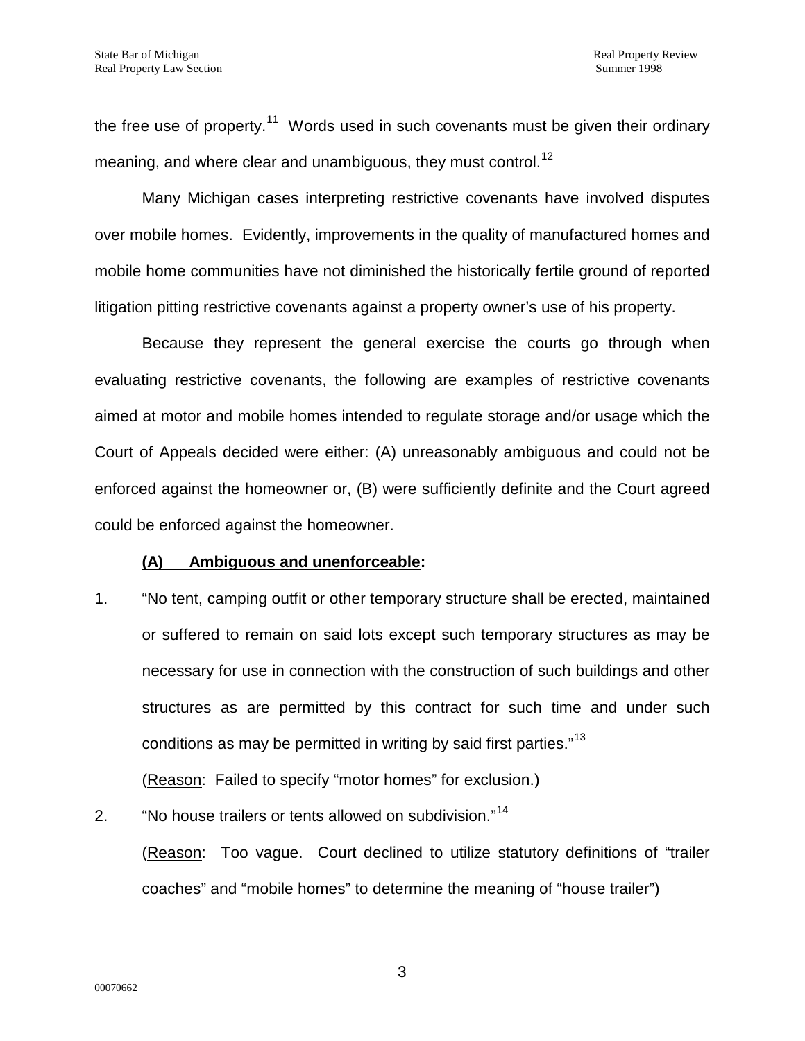the free use of property.[11] Words used in such covenants must be given their ordinary meaning, and where clear and unambiguous, they must control.[12]

Many Michigan cases interpreting restrictive covenants have involved disputes over mobile homes. Evidently, improvements in the quality of manufactured homes and mobile home communities have not diminished the historically fertile ground of reported litigation pitting restrictive covenants against a property owner's use of his property.

Because they represent the general exercise the courts go through when evaluating restrictive covenants, the following are examples of restrictive covenants aimed at motor and mobile homes intended to regulate storage and/or usage which the Court of Appeals decided were either: (A) unreasonably ambiguous and could not be enforced against the homeowner or, (B) were sufficiently definite and the Court agreed could be enforced against the homeowner.

**(A) Ambiguous and unenforceable:**

1. "No tent, camping outfit or other temporary structure shall be erected, maintained or suffered to remain on said lots except such temporary structures as may be necessary for use in connection with the construction of such buildings and other structures as are permitted by this contract for such time and under such conditions as may be permitted in writing by said first parties."[13]

   (Reason: Failed to specify "motor homes" for exclusion.)

2. "No house trailers or tents allowed on subdivision."[14]

   (Reason: Too vague. Court declined to utilize statutory definitions of "trailer coaches" and "mobile homes" to determine the meaning of "house trailer")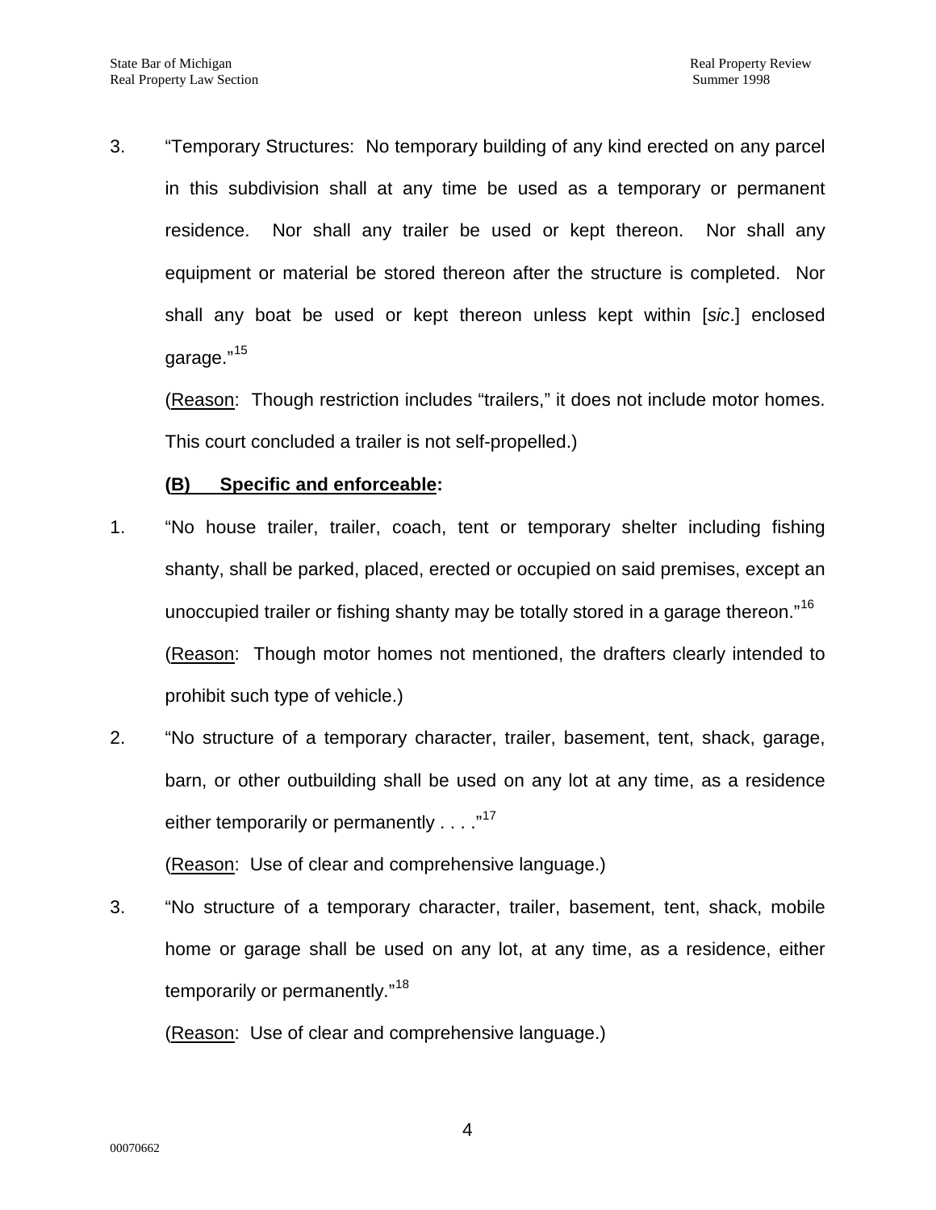3. "Temporary Structures: No temporary building of any kind erected on any parcel in this subdivision shall at any time be used as a temporary or permanent residence. Nor shall any trailer be used or kept thereon. Nor shall any equipment or material be stored thereon after the structure is completed. Nor shall any boat be used or kept thereon unless kept within [*sic*.] enclosed garage."[15]

   (Reason: Though restriction includes "trailers," it does not include motor homes. This court concluded a trailer is not self-propelled.)

**(B) Specific and enforceable:**

1. "No house trailer, trailer, coach, tent or temporary shelter including fishing shanty, shall be parked, placed, erected or occupied on said premises, except an unoccupied trailer or fishing shanty may be totally stored in a garage thereon."[16]

   (Reason: Though motor homes not mentioned, the drafters clearly intended to prohibit such type of vehicle.)

2. "No structure of a temporary character, trailer, basement, tent, shack, garage, barn, or other outbuilding shall be used on any lot at any time, as a residence either temporarily or permanently . . . ."[17]

   (Reason: Use of clear and comprehensive language.)

3. "No structure of a temporary character, trailer, basement, tent, shack, mobile home or garage shall be used on any lot, at any time, as a residence, either temporarily or permanently."[18]

   (Reason: Use of clear and comprehensive language.)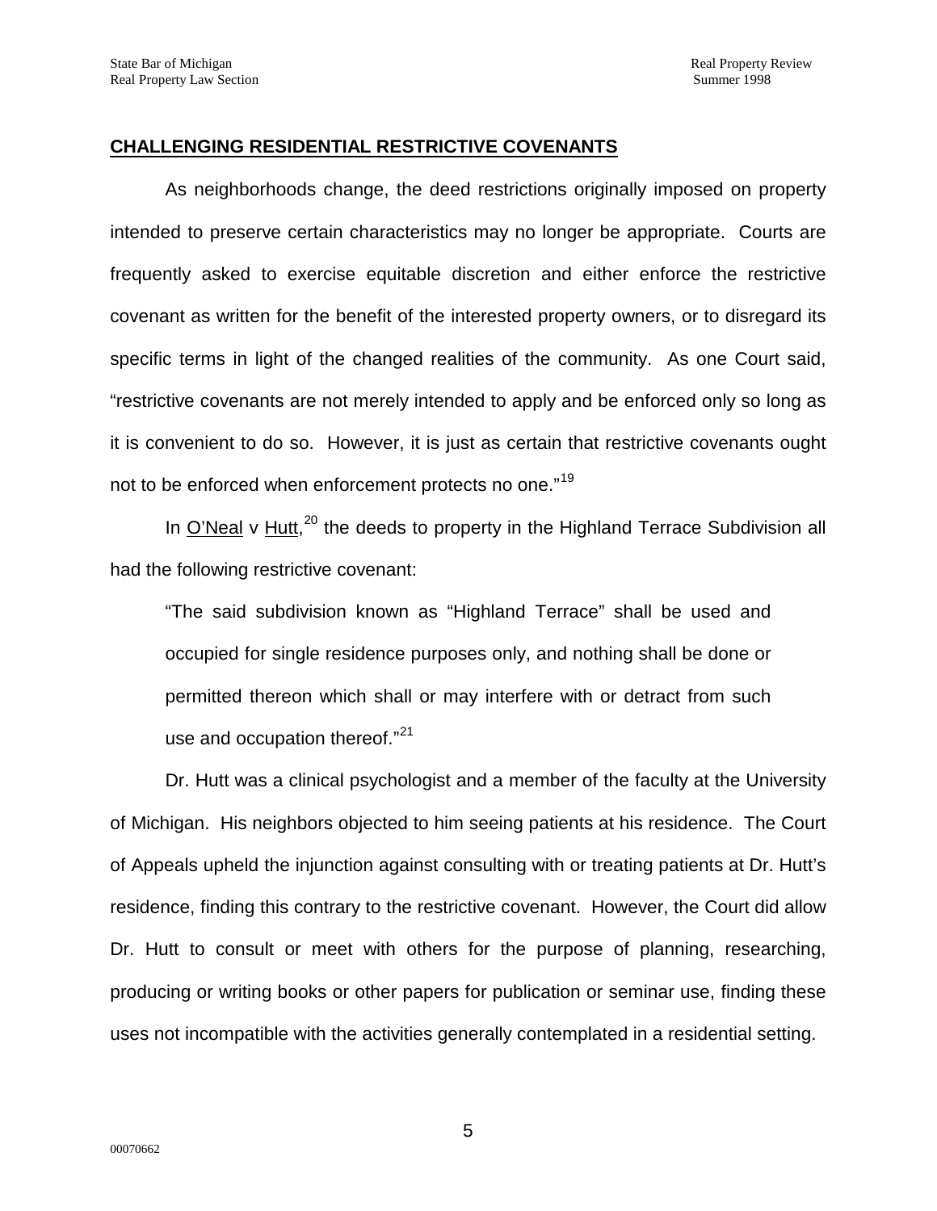## CHALLENGING RESIDENTIAL RESTRICTIVE COVENANTS

As neighborhoods change, the deed restrictions originally imposed on property intended to preserve certain characteristics may no longer be appropriate. Courts are frequently asked to exercise equitable discretion and either enforce the restrictive covenant as written for the benefit of the interested property owners, or to disregard its specific terms in light of the changed realities of the community. As one Court said, "restrictive covenants are not merely intended to apply and be enforced only so long as it is convenient to do so. However, it is just as certain that restrictive covenants ought not to be enforced when enforcement protects no one."[19]

In O'Neal v Hutt,[20] the deeds to property in the Highland Terrace Subdivision all had the following restrictive covenant:

> "The said subdivision known as "Highland Terrace" shall be used and occupied for single residence purposes only, and nothing shall be done or permitted thereon which shall or may interfere with or detract from such use and occupation thereof."[21]

Dr. Hutt was a clinical psychologist and a member of the faculty at the University of Michigan. His neighbors objected to him seeing patients at his residence. The Court of Appeals upheld the injunction against consulting with or treating patients at Dr. Hutt's residence, finding this contrary to the restrictive covenant. However, the Court did allow Dr. Hutt to consult or meet with others for the purpose of planning, researching, producing or writing books or other papers for publication or seminar use, finding these uses not incompatible with the activities generally contemplated in a residential setting.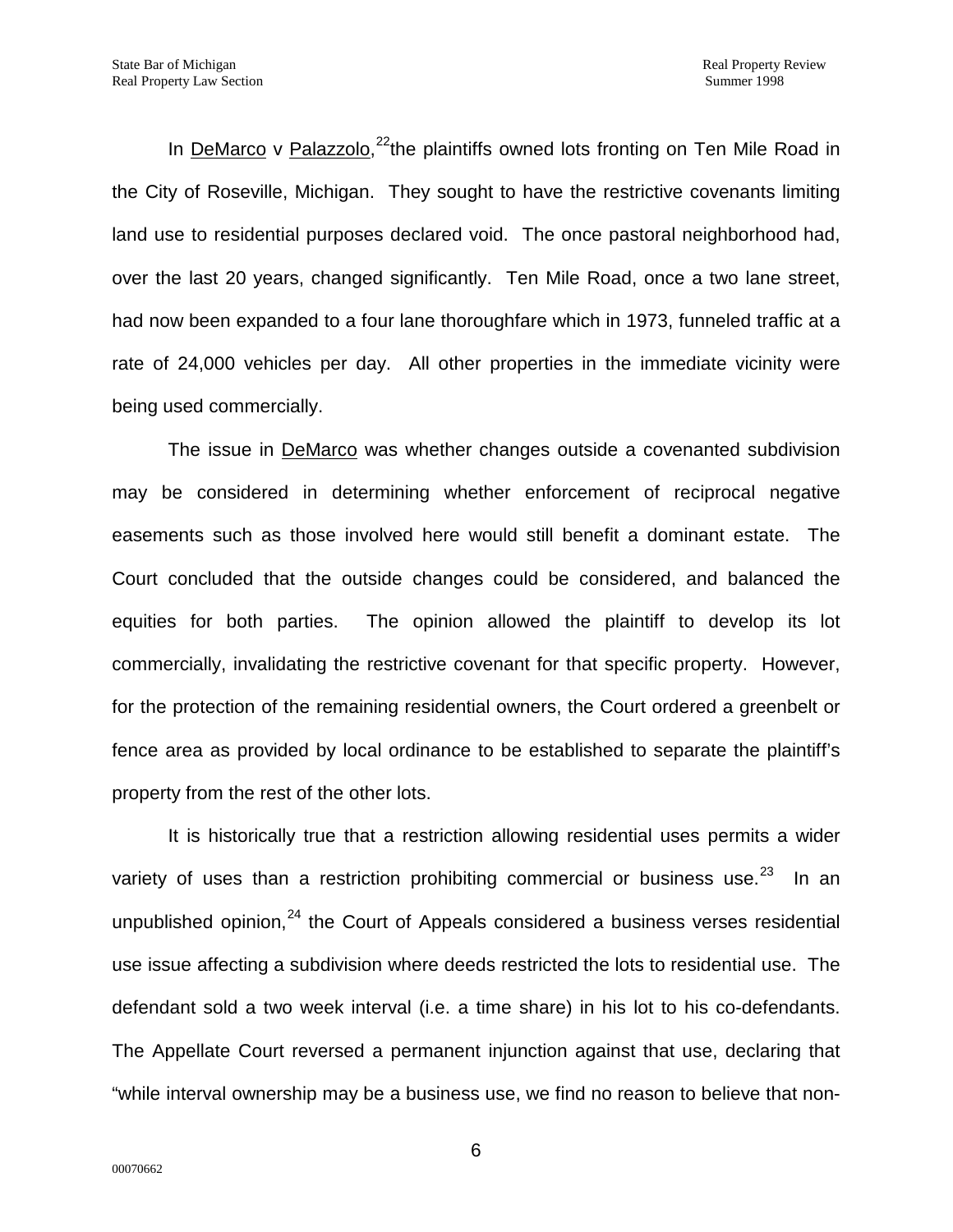In DeMarco v Palazzolo,[22]the plaintiffs owned lots fronting on Ten Mile Road in the City of Roseville, Michigan. They sought to have the restrictive covenants limiting land use to residential purposes declared void. The once pastoral neighborhood had, over the last 20 years, changed significantly. Ten Mile Road, once a two lane street, had now been expanded to a four lane thoroughfare which in 1973, funneled traffic at a rate of 24,000 vehicles per day. All other properties in the immediate vicinity were being used commercially.

The issue in DeMarco was whether changes outside a covenanted subdivision may be considered in determining whether enforcement of reciprocal negative easements such as those involved here would still benefit a dominant estate. The Court concluded that the outside changes could be considered, and balanced the equities for both parties. The opinion allowed the plaintiff to develop its lot commercially, invalidating the restrictive covenant for that specific property. However, for the protection of the remaining residential owners, the Court ordered a greenbelt or fence area as provided by local ordinance to be established to separate the plaintiff's property from the rest of the other lots.

It is historically true that a restriction allowing residential uses permits a wider variety of uses than a restriction prohibiting commercial or business use.[23] In an unpublished opinion,[24] the Court of Appeals considered a business verses residential use issue affecting a subdivision where deeds restricted the lots to residential use. The defendant sold a two week interval (i.e. a time share) in his lot to his co-defendants. The Appellate Court reversed a permanent injunction against that use, declaring that "while interval ownership may be a business use, we find no reason to believe that non-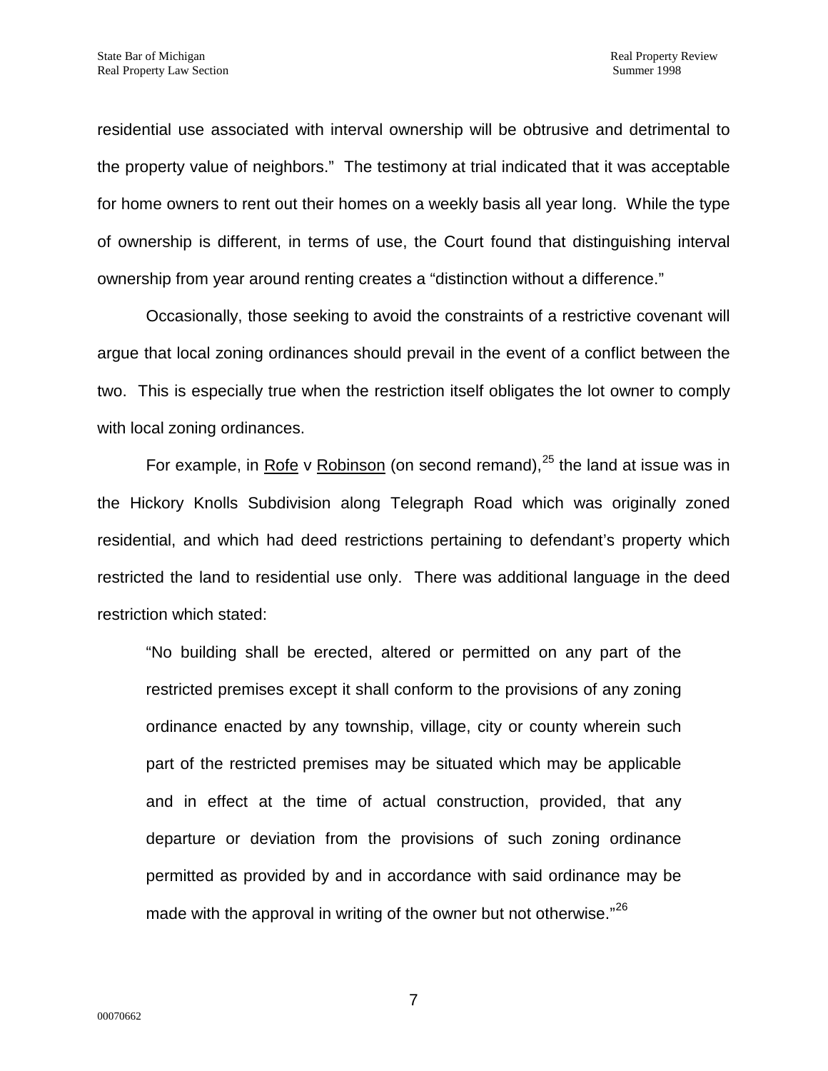residential use associated with interval ownership will be obtrusive and detrimental to the property value of neighbors." The testimony at trial indicated that it was acceptable for home owners to rent out their homes on a weekly basis all year long. While the type of ownership is different, in terms of use, the Court found that distinguishing interval ownership from year around renting creates a "distinction without a difference."

Occasionally, those seeking to avoid the constraints of a restrictive covenant will argue that local zoning ordinances should prevail in the event of a conflict between the two. This is especially true when the restriction itself obligates the lot owner to comply with local zoning ordinances.

For example, in Rofe v Robinson (on second remand),[25] the land at issue was in the Hickory Knolls Subdivision along Telegraph Road which was originally zoned residential, and which had deed restrictions pertaining to defendant's property which restricted the land to residential use only. There was additional language in the deed restriction which stated:

> "No building shall be erected, altered or permitted on any part of the restricted premises except it shall conform to the provisions of any zoning ordinance enacted by any township, village, city or county wherein such part of the restricted premises may be situated which may be applicable and in effect at the time of actual construction, provided, that any departure or deviation from the provisions of such zoning ordinance permitted as provided by and in accordance with said ordinance may be made with the approval in writing of the owner but not otherwise."[26]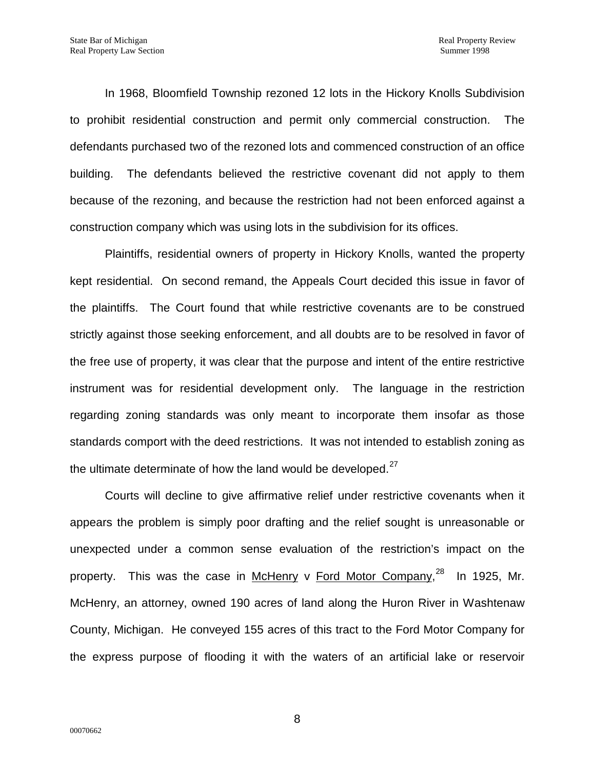In 1968, Bloomfield Township rezoned 12 lots in the Hickory Knolls Subdivision to prohibit residential construction and permit only commercial construction. The defendants purchased two of the rezoned lots and commenced construction of an office building. The defendants believed the restrictive covenant did not apply to them because of the rezoning, and because the restriction had not been enforced against a construction company which was using lots in the subdivision for its offices.

Plaintiffs, residential owners of property in Hickory Knolls, wanted the property kept residential. On second remand, the Appeals Court decided this issue in favor of the plaintiffs. The Court found that while restrictive covenants are to be construed strictly against those seeking enforcement, and all doubts are to be resolved in favor of the free use of property, it was clear that the purpose and intent of the entire restrictive instrument was for residential development only. The language in the restriction regarding zoning standards was only meant to incorporate them insofar as those standards comport with the deed restrictions. It was not intended to establish zoning as the ultimate determinate of how the land would be developed.[27]

Courts will decline to give affirmative relief under restrictive covenants when it appears the problem is simply poor drafting and the relief sought is unreasonable or unexpected under a common sense evaluation of the restriction's impact on the property. This was the case in McHenry v Ford Motor Company,[28] In 1925, Mr. McHenry, an attorney, owned 190 acres of land along the Huron River in Washtenaw County, Michigan. He conveyed 155 acres of this tract to the Ford Motor Company for the express purpose of flooding it with the waters of an artificial lake or reservoir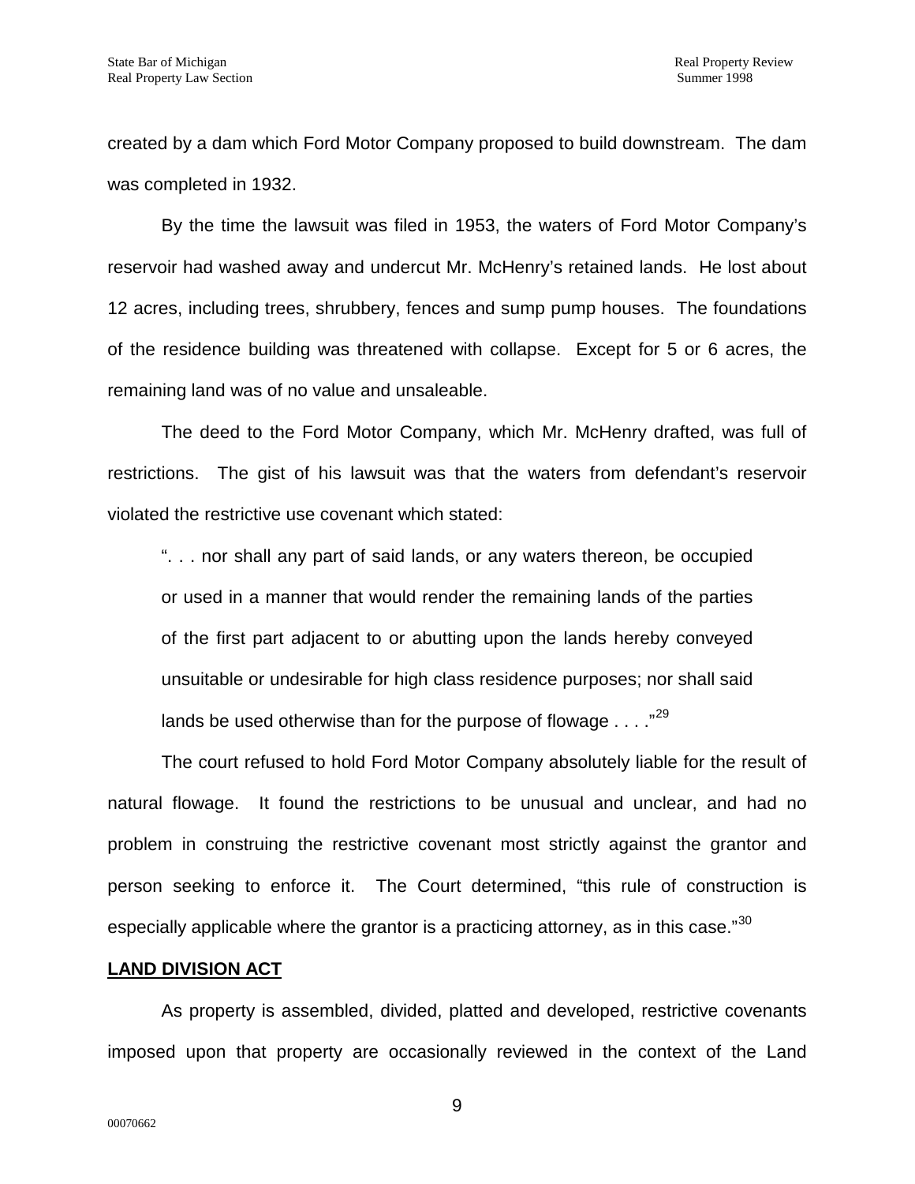created by a dam which Ford Motor Company proposed to build downstream. The dam was completed in 1932.

By the time the lawsuit was filed in 1953, the waters of Ford Motor Company's reservoir had washed away and undercut Mr. McHenry's retained lands. He lost about 12 acres, including trees, shrubbery, fences and sump pump houses. The foundations of the residence building was threatened with collapse. Except for 5 or 6 acres, the remaining land was of no value and unsaleable.

The deed to the Ford Motor Company, which Mr. McHenry drafted, was full of restrictions. The gist of his lawsuit was that the waters from defendant's reservoir violated the restrictive use covenant which stated:

> ". . . nor shall any part of said lands, or any waters thereon, be occupied or used in a manner that would render the remaining lands of the parties of the first part adjacent to or abutting upon the lands hereby conveyed unsuitable or undesirable for high class residence purposes; nor shall said lands be used otherwise than for the purpose of flowage . . . ."[29]

The court refused to hold Ford Motor Company absolutely liable for the result of natural flowage. It found the restrictions to be unusual and unclear, and had no problem in construing the restrictive covenant most strictly against the grantor and person seeking to enforce it. The Court determined, "this rule of construction is especially applicable where the grantor is a practicing attorney, as in this case."[30]

## LAND DIVISION ACT

As property is assembled, divided, platted and developed, restrictive covenants imposed upon that property are occasionally reviewed in the context of the Land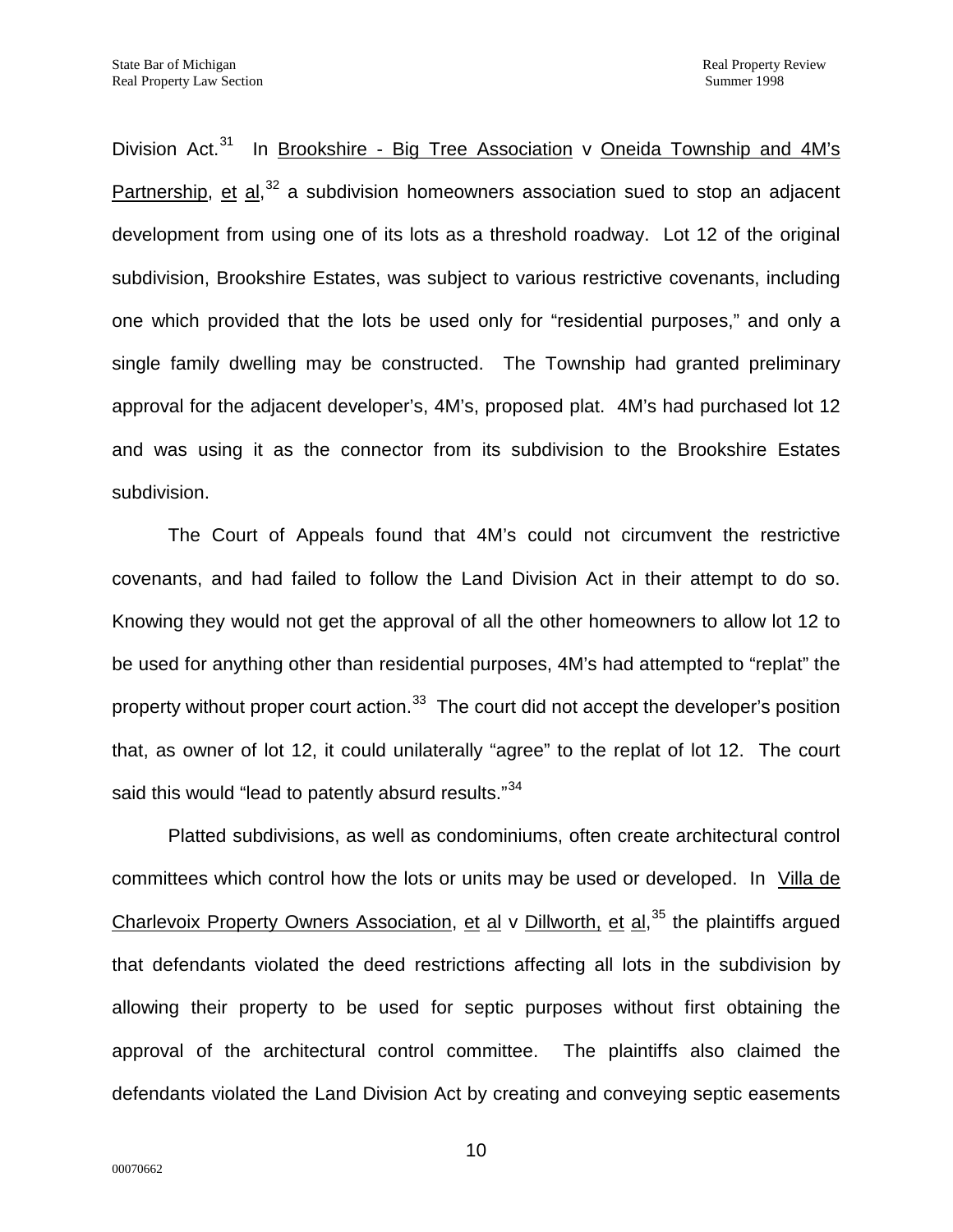Division Act.[31] In Brookshire - Big Tree Association v Oneida Township and 4M's Partnership, et al,[32] a subdivision homeowners association sued to stop an adjacent development from using one of its lots as a threshold roadway. Lot 12 of the original subdivision, Brookshire Estates, was subject to various restrictive covenants, including one which provided that the lots be used only for "residential purposes," and only a single family dwelling may be constructed. The Township had granted preliminary approval for the adjacent developer's, 4M's, proposed plat. 4M's had purchased lot 12 and was using it as the connector from its subdivision to the Brookshire Estates subdivision.

The Court of Appeals found that 4M's could not circumvent the restrictive covenants, and had failed to follow the Land Division Act in their attempt to do so. Knowing they would not get the approval of all the other homeowners to allow lot 12 to be used for anything other than residential purposes, 4M's had attempted to "replat" the property without proper court action.[33] The court did not accept the developer's position that, as owner of lot 12, it could unilaterally "agree" to the replat of lot 12. The court said this would "lead to patently absurd results."[34]

Platted subdivisions, as well as condominiums, often create architectural control committees which control how the lots or units may be used or developed. In Villa de Charlevoix Property Owners Association, et al v Dillworth, et al,[35] the plaintiffs argued that defendants violated the deed restrictions affecting all lots in the subdivision by allowing their property to be used for septic purposes without first obtaining the approval of the architectural control committee. The plaintiffs also claimed the defendants violated the Land Division Act by creating and conveying septic easements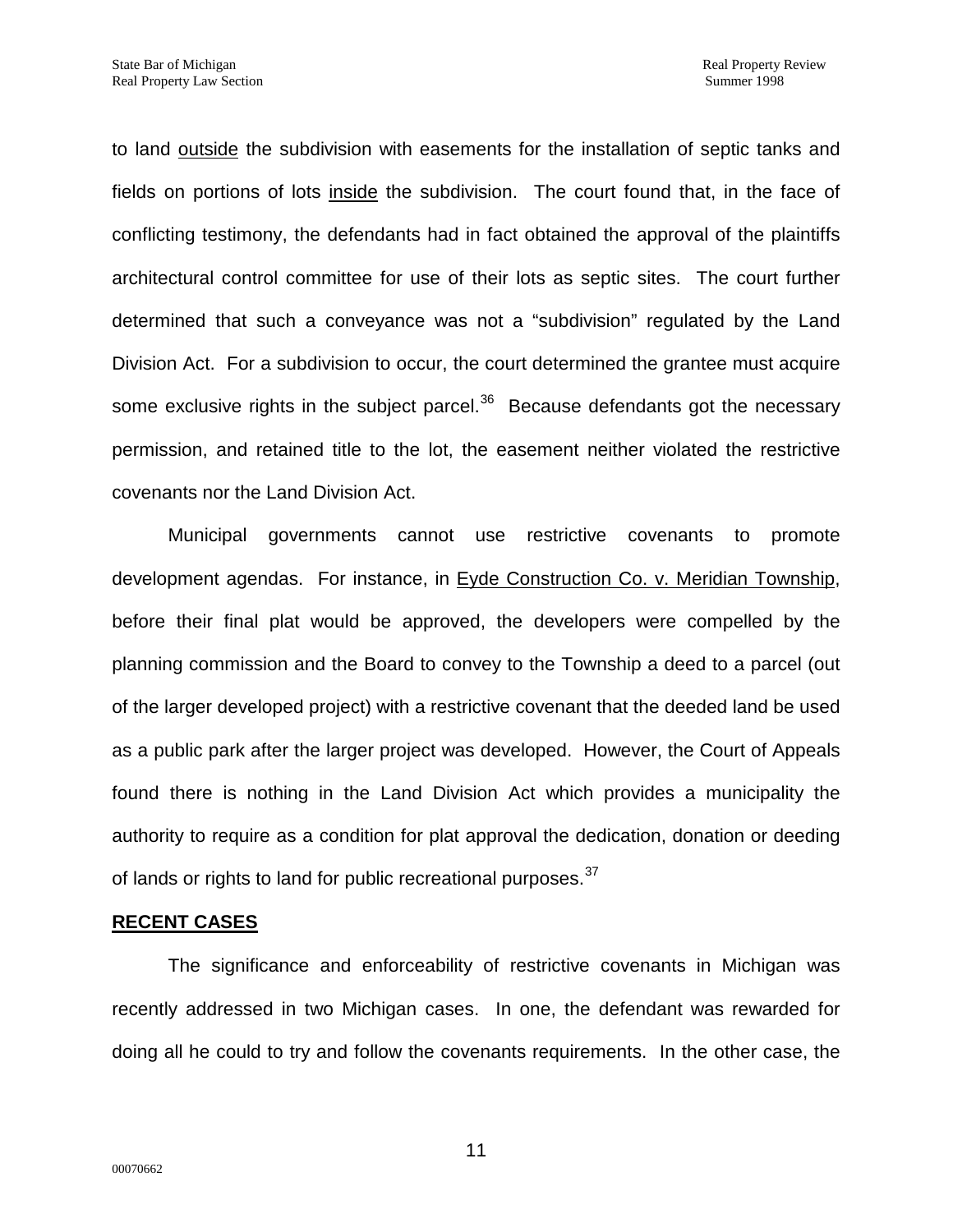to land <u>outside</u> the subdivision with easements for the installation of septic tanks and fields on portions of lots <u>inside</u> the subdivision. The court found that, in the face of conflicting testimony, the defendants had in fact obtained the approval of the plaintiffs architectural control committee for use of their lots as septic sites. The court further determined that such a conveyance was not a "subdivision" regulated by the Land Division Act. For a subdivision to occur, the court determined the grantee must acquire some exclusive rights in the subject parcel.[36] Because defendants got the necessary permission, and retained title to the lot, the easement neither violated the restrictive covenants nor the Land Division Act.

Municipal governments cannot use restrictive covenants to promote development agendas. For instance, in <u>Eyde Construction Co. v. Meridian Township</u>, before their final plat would be approved, the developers were compelled by the planning commission and the Board to convey to the Township a deed to a parcel (out of the larger developed project) with a restrictive covenant that the deeded land be used as a public park after the larger project was developed. However, the Court of Appeals found there is nothing in the Land Division Act which provides a municipality the authority to require as a condition for plat approval the dedication, donation or deeding of lands or rights to land for public recreational purposes.[37]

## RECENT CASES

The significance and enforceability of restrictive covenants in Michigan was recently addressed in two Michigan cases. In one, the defendant was rewarded for doing all he could to try and follow the covenants requirements. In the other case, the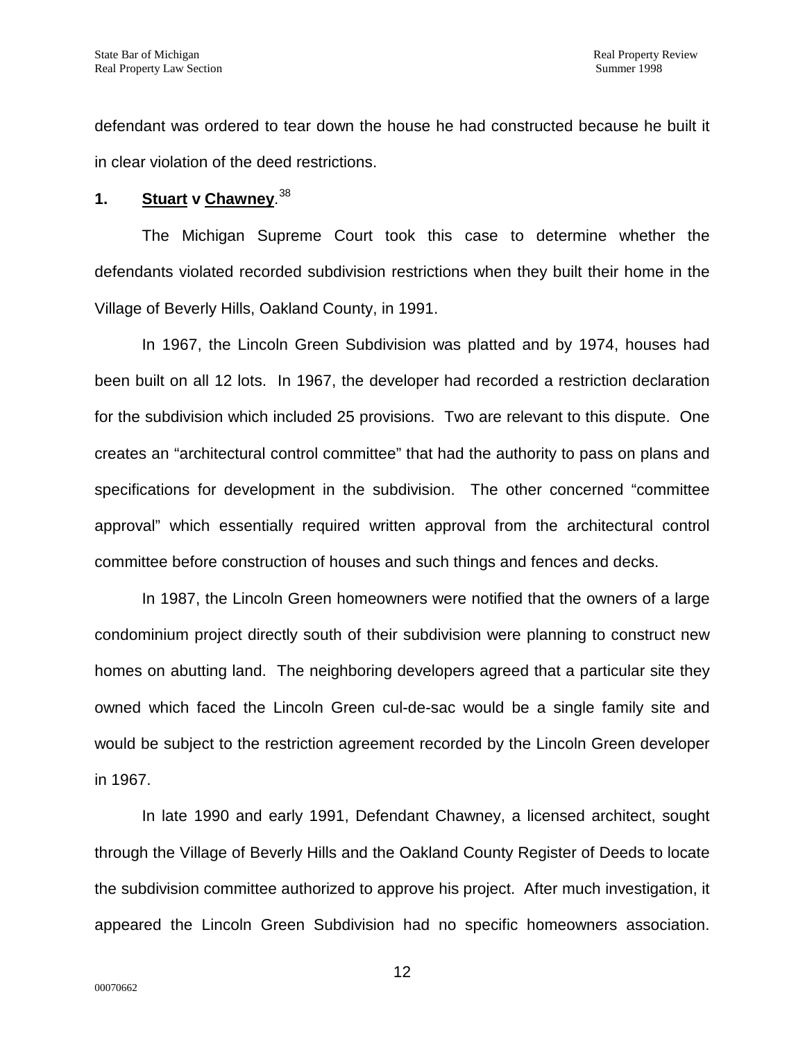defendant was ordered to tear down the house he had constructed because he built it in clear violation of the deed restrictions.

**1. Stuart v Chawney**.[38]

The Michigan Supreme Court took this case to determine whether the defendants violated recorded subdivision restrictions when they built their home in the Village of Beverly Hills, Oakland County, in 1991.

In 1967, the Lincoln Green Subdivision was platted and by 1974, houses had been built on all 12 lots. In 1967, the developer had recorded a restriction declaration for the subdivision which included 25 provisions. Two are relevant to this dispute. One creates an "architectural control committee" that had the authority to pass on plans and specifications for development in the subdivision. The other concerned "committee approval" which essentially required written approval from the architectural control committee before construction of houses and such things and fences and decks.

In 1987, the Lincoln Green homeowners were notified that the owners of a large condominium project directly south of their subdivision were planning to construct new homes on abutting land. The neighboring developers agreed that a particular site they owned which faced the Lincoln Green cul-de-sac would be a single family site and would be subject to the restriction agreement recorded by the Lincoln Green developer in 1967.

In late 1990 and early 1991, Defendant Chawney, a licensed architect, sought through the Village of Beverly Hills and the Oakland County Register of Deeds to locate the subdivision committee authorized to approve his project. After much investigation, it appeared the Lincoln Green Subdivision had no specific homeowners association.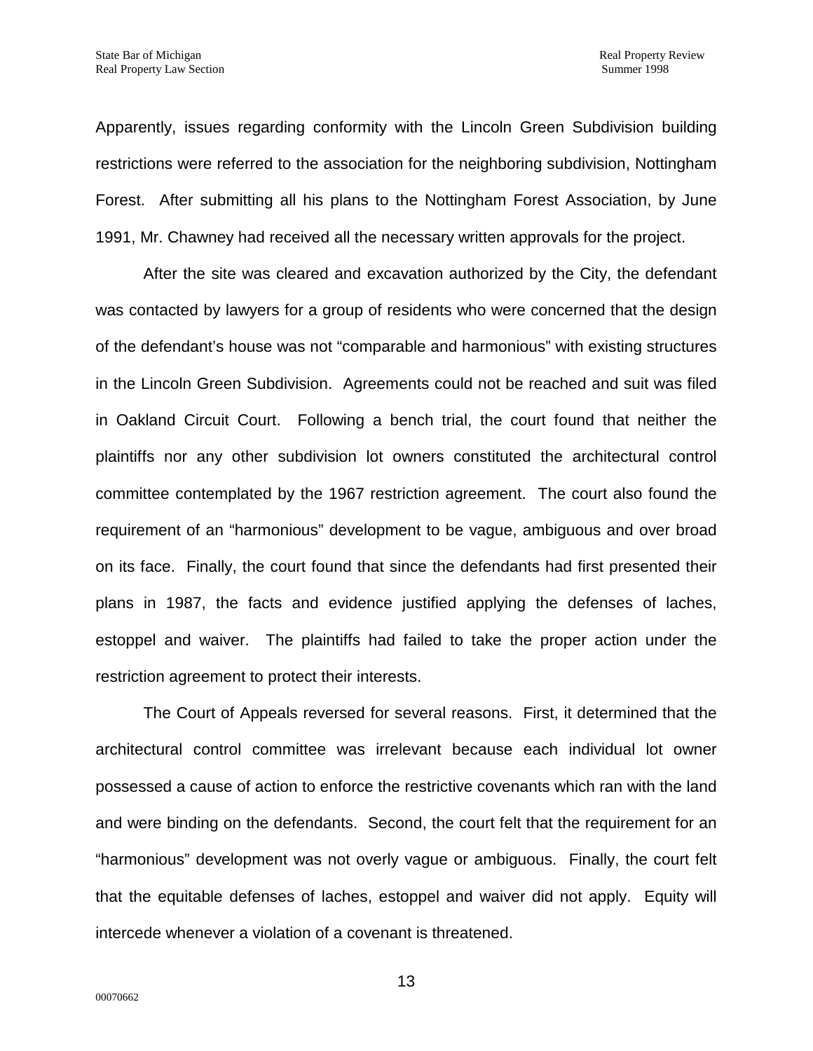Apparently, issues regarding conformity with the Lincoln Green Subdivision building restrictions were referred to the association for the neighboring subdivision, Nottingham Forest. After submitting all his plans to the Nottingham Forest Association, by June 1991, Mr. Chawney had received all the necessary written approvals for the project.

After the site was cleared and excavation authorized by the City, the defendant was contacted by lawyers for a group of residents who were concerned that the design of the defendant's house was not "comparable and harmonious" with existing structures in the Lincoln Green Subdivision. Agreements could not be reached and suit was filed in Oakland Circuit Court. Following a bench trial, the court found that neither the plaintiffs nor any other subdivision lot owners constituted the architectural control committee contemplated by the 1967 restriction agreement. The court also found the requirement of an "harmonious" development to be vague, ambiguous and over broad on its face. Finally, the court found that since the defendants had first presented their plans in 1987, the facts and evidence justified applying the defenses of laches, estoppel and waiver. The plaintiffs had failed to take the proper action under the restriction agreement to protect their interests.

The Court of Appeals reversed for several reasons. First, it determined that the architectural control committee was irrelevant because each individual lot owner possessed a cause of action to enforce the restrictive covenants which ran with the land and were binding on the defendants. Second, the court felt that the requirement for an "harmonious" development was not overly vague or ambiguous. Finally, the court felt that the equitable defenses of laches, estoppel and waiver did not apply. Equity will intercede whenever a violation of a covenant is threatened.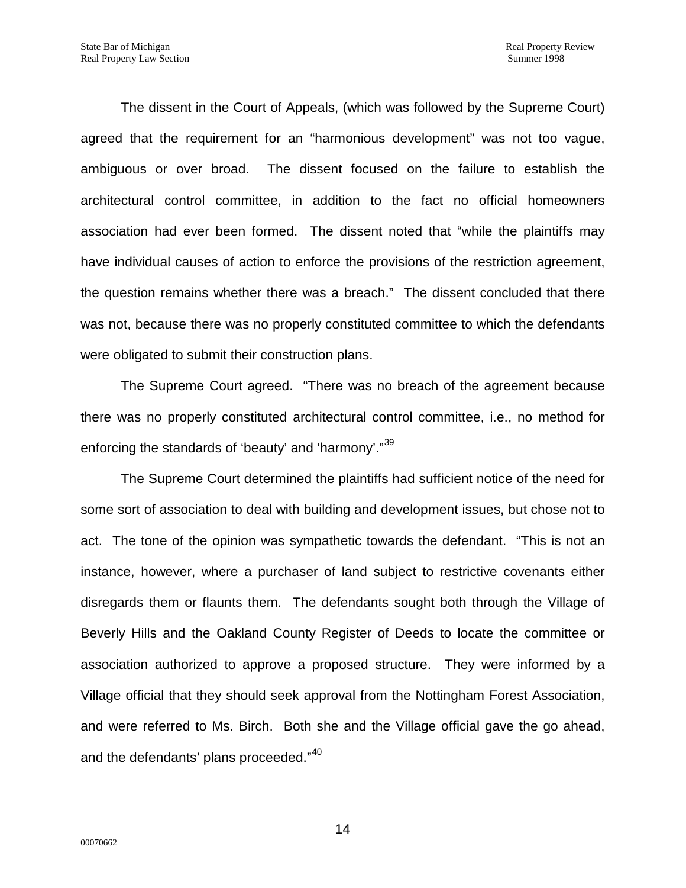The dissent in the Court of Appeals, (which was followed by the Supreme Court) agreed that the requirement for an "harmonious development" was not too vague, ambiguous or over broad. The dissent focused on the failure to establish the architectural control committee, in addition to the fact no official homeowners association had ever been formed. The dissent noted that "while the plaintiffs may have individual causes of action to enforce the provisions of the restriction agreement, the question remains whether there was a breach." The dissent concluded that there was not, because there was no properly constituted committee to which the defendants were obligated to submit their construction plans.

The Supreme Court agreed. "There was no breach of the agreement because there was no properly constituted architectural control committee, i.e., no method for enforcing the standards of 'beauty' and 'harmony'."[39]

The Supreme Court determined the plaintiffs had sufficient notice of the need for some sort of association to deal with building and development issues, but chose not to act. The tone of the opinion was sympathetic towards the defendant. "This is not an instance, however, where a purchaser of land subject to restrictive covenants either disregards them or flaunts them. The defendants sought both through the Village of Beverly Hills and the Oakland County Register of Deeds to locate the committee or association authorized to approve a proposed structure. They were informed by a Village official that they should seek approval from the Nottingham Forest Association, and were referred to Ms. Birch. Both she and the Village official gave the go ahead, and the defendants' plans proceeded."[40]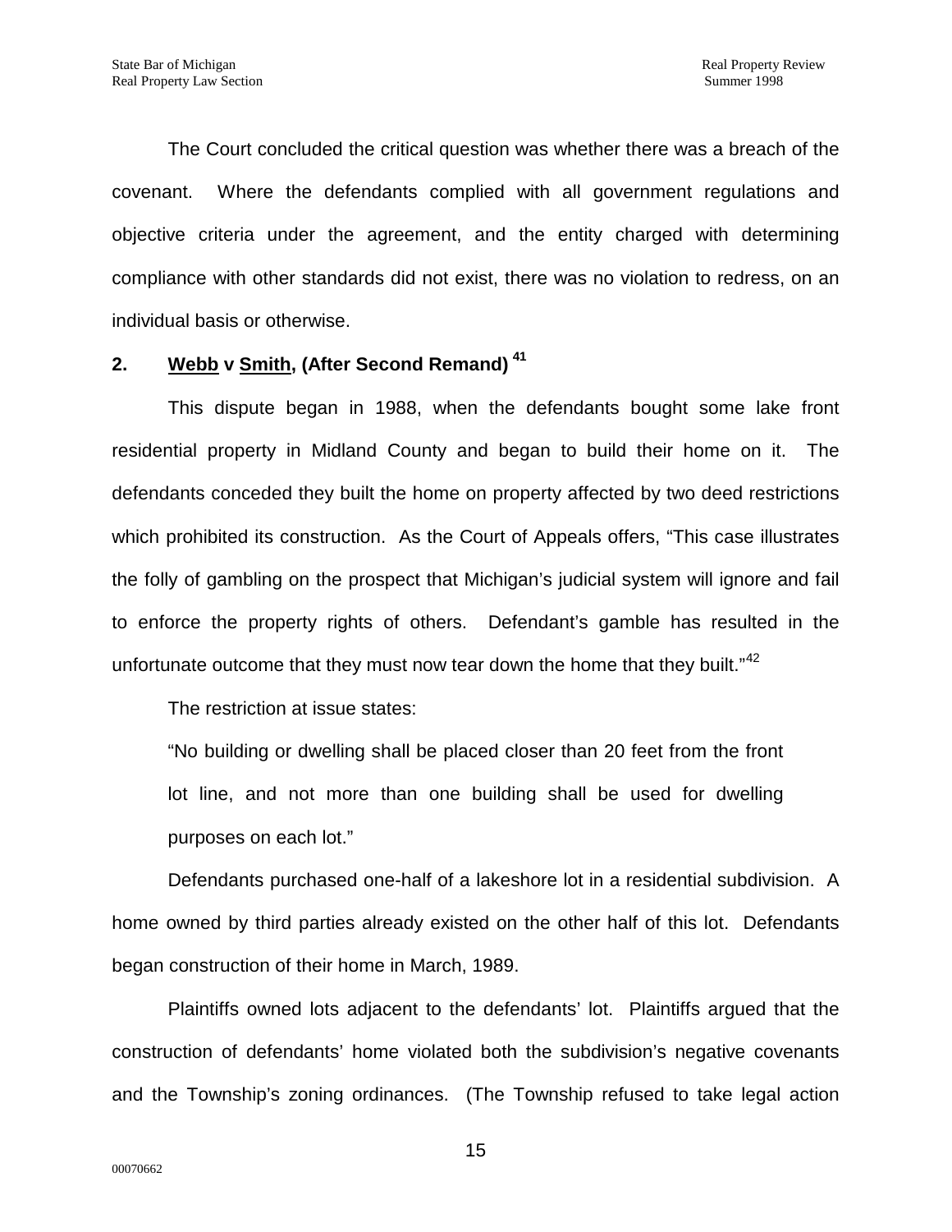The Court concluded the critical question was whether there was a breach of the covenant. Where the defendants complied with all government regulations and objective criteria under the agreement, and the entity charged with determining compliance with other standards did not exist, there was no violation to redress, on an individual basis or otherwise.

## 2. Webb v Smith, (After Second Remand) [41]

This dispute began in 1988, when the defendants bought some lake front residential property in Midland County and began to build their home on it. The defendants conceded they built the home on property affected by two deed restrictions which prohibited its construction. As the Court of Appeals offers, "This case illustrates the folly of gambling on the prospect that Michigan's judicial system will ignore and fail to enforce the property rights of others. Defendant's gamble has resulted in the unfortunate outcome that they must now tear down the home that they built."[42]

The restriction at issue states:

> "No building or dwelling shall be placed closer than 20 feet from the front lot line, and not more than one building shall be used for dwelling purposes on each lot."

Defendants purchased one-half of a lakeshore lot in a residential subdivision. A home owned by third parties already existed on the other half of this lot. Defendants began construction of their home in March, 1989.

Plaintiffs owned lots adjacent to the defendants' lot. Plaintiffs argued that the construction of defendants' home violated both the subdivision's negative covenants and the Township's zoning ordinances. (The Township refused to take legal action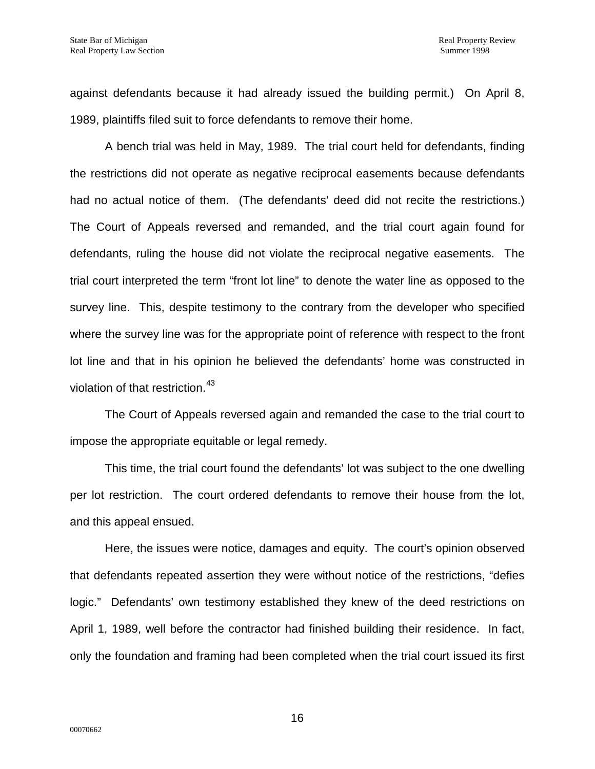against defendants because it had already issued the building permit.) On April 8, 1989, plaintiffs filed suit to force defendants to remove their home.

A bench trial was held in May, 1989. The trial court held for defendants, finding the restrictions did not operate as negative reciprocal easements because defendants had no actual notice of them. (The defendants' deed did not recite the restrictions.) The Court of Appeals reversed and remanded, and the trial court again found for defendants, ruling the house did not violate the reciprocal negative easements. The trial court interpreted the term "front lot line" to denote the water line as opposed to the survey line. This, despite testimony to the contrary from the developer who specified where the survey line was for the appropriate point of reference with respect to the front lot line and that in his opinion he believed the defendants' home was constructed in violation of that restriction.[43]

The Court of Appeals reversed again and remanded the case to the trial court to impose the appropriate equitable or legal remedy.

This time, the trial court found the defendants' lot was subject to the one dwelling per lot restriction. The court ordered defendants to remove their house from the lot, and this appeal ensued.

Here, the issues were notice, damages and equity. The court's opinion observed that defendants repeated assertion they were without notice of the restrictions, "defies logic." Defendants' own testimony established they knew of the deed restrictions on April 1, 1989, well before the contractor had finished building their residence. In fact, only the foundation and framing had been completed when the trial court issued its first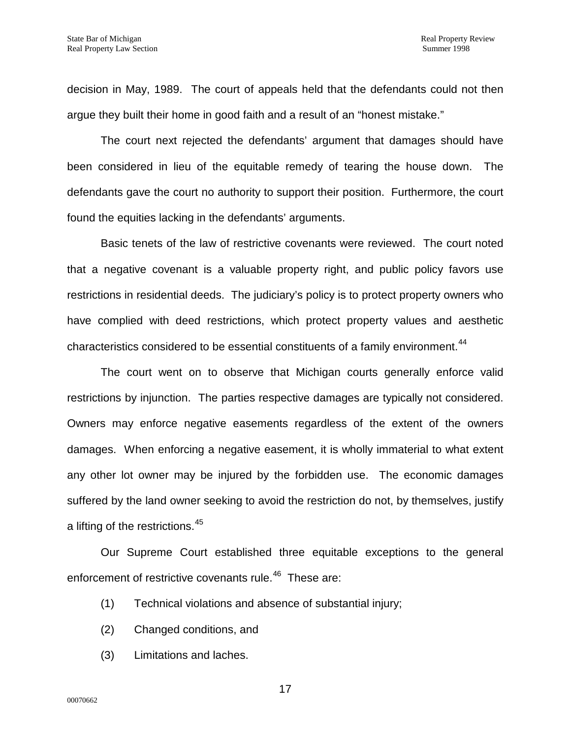decision in May, 1989. The court of appeals held that the defendants could not then argue they built their home in good faith and a result of an "honest mistake."

The court next rejected the defendants' argument that damages should have been considered in lieu of the equitable remedy of tearing the house down. The defendants gave the court no authority to support their position. Furthermore, the court found the equities lacking in the defendants' arguments.

Basic tenets of the law of restrictive covenants were reviewed. The court noted that a negative covenant is a valuable property right, and public policy favors use restrictions in residential deeds. The judiciary's policy is to protect property owners who have complied with deed restrictions, which protect property values and aesthetic characteristics considered to be essential constituents of a family environment.[44]

The court went on to observe that Michigan courts generally enforce valid restrictions by injunction. The parties respective damages are typically not considered. Owners may enforce negative easements regardless of the extent of the owners damages. When enforcing a negative easement, it is wholly immaterial to what extent any other lot owner may be injured by the forbidden use. The economic damages suffered by the land owner seeking to avoid the restriction do not, by themselves, justify a lifting of the restrictions.[45]

Our Supreme Court established three equitable exceptions to the general enforcement of restrictive covenants rule.[46] These are:

(1) Technical violations and absence of substantial injury;

(2) Changed conditions, and

(3) Limitations and laches.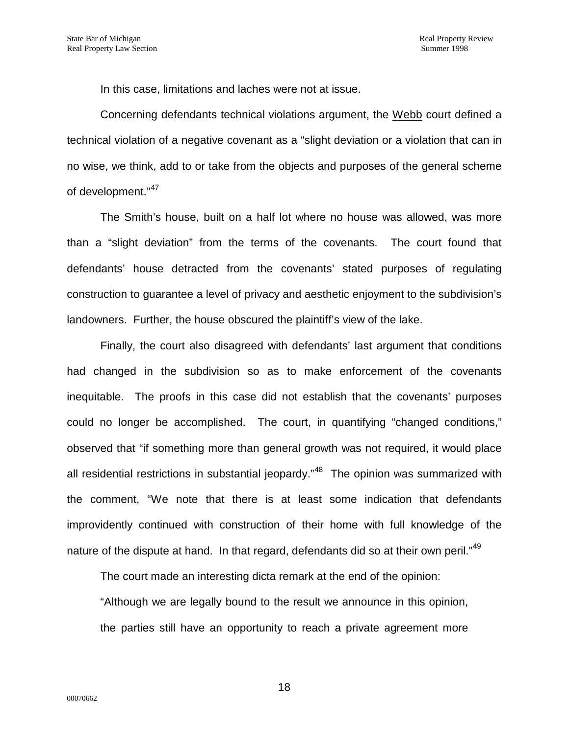In this case, limitations and laches were not at issue.

Concerning defendants technical violations argument, the Webb court defined a technical violation of a negative covenant as a "slight deviation or a violation that can in no wise, we think, add to or take from the objects and purposes of the general scheme of development."[47]

The Smith's house, built on a half lot where no house was allowed, was more than a "slight deviation" from the terms of the covenants. The court found that defendants' house detracted from the covenants' stated purposes of regulating construction to guarantee a level of privacy and aesthetic enjoyment to the subdivision's landowners. Further, the house obscured the plaintiff's view of the lake.

Finally, the court also disagreed with defendants' last argument that conditions had changed in the subdivision so as to make enforcement of the covenants inequitable. The proofs in this case did not establish that the covenants' purposes could no longer be accomplished. The court, in quantifying "changed conditions," observed that "if something more than general growth was not required, it would place all residential restrictions in substantial jeopardy."[48] The opinion was summarized with the comment, "We note that there is at least some indication that defendants improvidently continued with construction of their home with full knowledge of the nature of the dispute at hand. In that regard, defendants did so at their own peril."[49]

The court made an interesting dicta remark at the end of the opinion:

> "Although we are legally bound to the result we announce in this opinion, the parties still have an opportunity to reach a private agreement more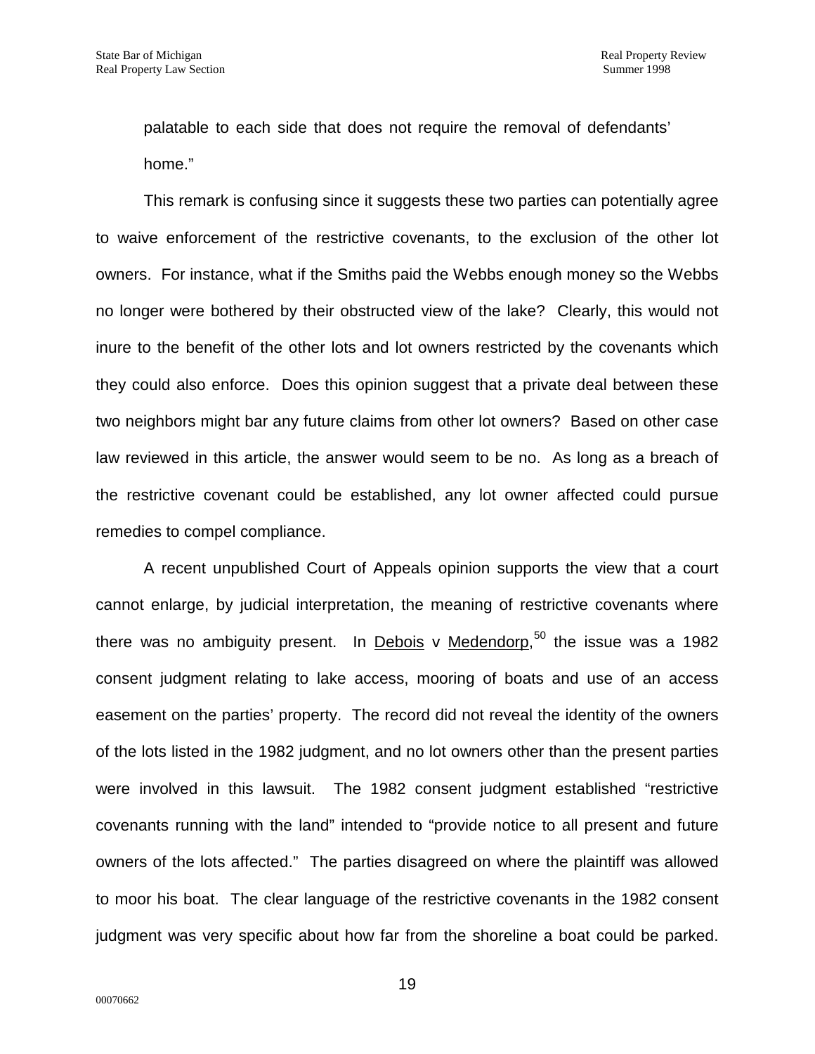palatable to each side that does not require the removal of defendants' home."

This remark is confusing since it suggests these two parties can potentially agree to waive enforcement of the restrictive covenants, to the exclusion of the other lot owners. For instance, what if the Smiths paid the Webbs enough money so the Webbs no longer were bothered by their obstructed view of the lake? Clearly, this would not inure to the benefit of the other lots and lot owners restricted by the covenants which they could also enforce. Does this opinion suggest that a private deal between these two neighbors might bar any future claims from other lot owners? Based on other case law reviewed in this article, the answer would seem to be no. As long as a breach of the restrictive covenant could be established, any lot owner affected could pursue remedies to compel compliance.

A recent unpublished Court of Appeals opinion supports the view that a court cannot enlarge, by judicial interpretation, the meaning of restrictive covenants where there was no ambiguity present. In Debois v Medendorp,[50] the issue was a 1982 consent judgment relating to lake access, mooring of boats and use of an access easement on the parties' property. The record did not reveal the identity of the owners of the lots listed in the 1982 judgment, and no lot owners other than the present parties were involved in this lawsuit. The 1982 consent judgment established "restrictive covenants running with the land" intended to "provide notice to all present and future owners of the lots affected." The parties disagreed on where the plaintiff was allowed to moor his boat. The clear language of the restrictive covenants in the 1982 consent judgment was very specific about how far from the shoreline a boat could be parked.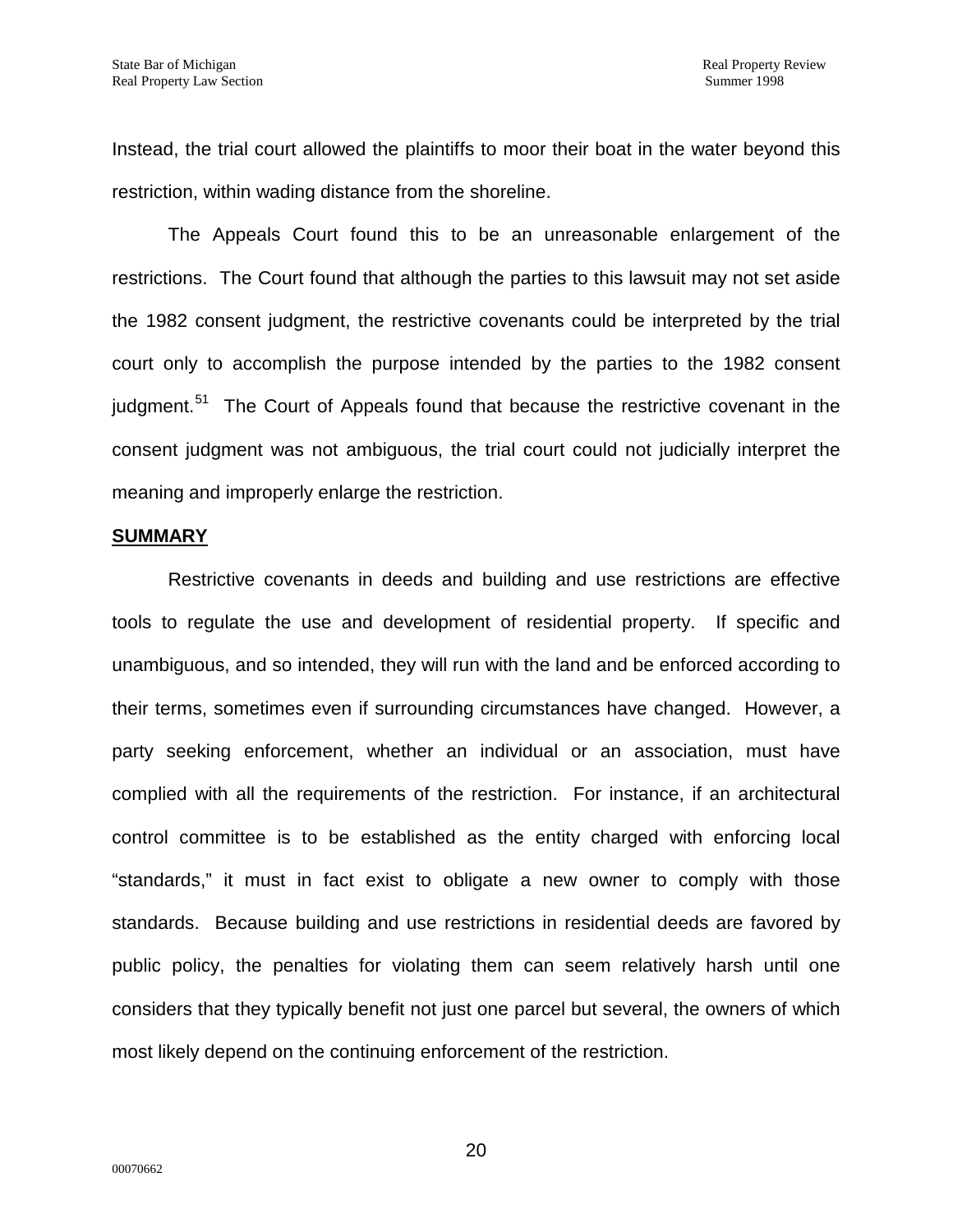Instead, the trial court allowed the plaintiffs to moor their boat in the water beyond this restriction, within wading distance from the shoreline.

The Appeals Court found this to be an unreasonable enlargement of the restrictions. The Court found that although the parties to this lawsuit may not set aside the 1982 consent judgment, the restrictive covenants could be interpreted by the trial court only to accomplish the purpose intended by the parties to the 1982 consent judgment.[51] The Court of Appeals found that because the restrictive covenant in the consent judgment was not ambiguous, the trial court could not judicially interpret the meaning and improperly enlarge the restriction.

**SUMMARY**

Restrictive covenants in deeds and building and use restrictions are effective tools to regulate the use and development of residential property. If specific and unambiguous, and so intended, they will run with the land and be enforced according to their terms, sometimes even if surrounding circumstances have changed. However, a party seeking enforcement, whether an individual or an association, must have complied with all the requirements of the restriction. For instance, if an architectural control committee is to be established as the entity charged with enforcing local "standards," it must in fact exist to obligate a new owner to comply with those standards. Because building and use restrictions in residential deeds are favored by public policy, the penalties for violating them can seem relatively harsh until one considers that they typically benefit not just one parcel but several, the owners of which most likely depend on the continuing enforcement of the restriction.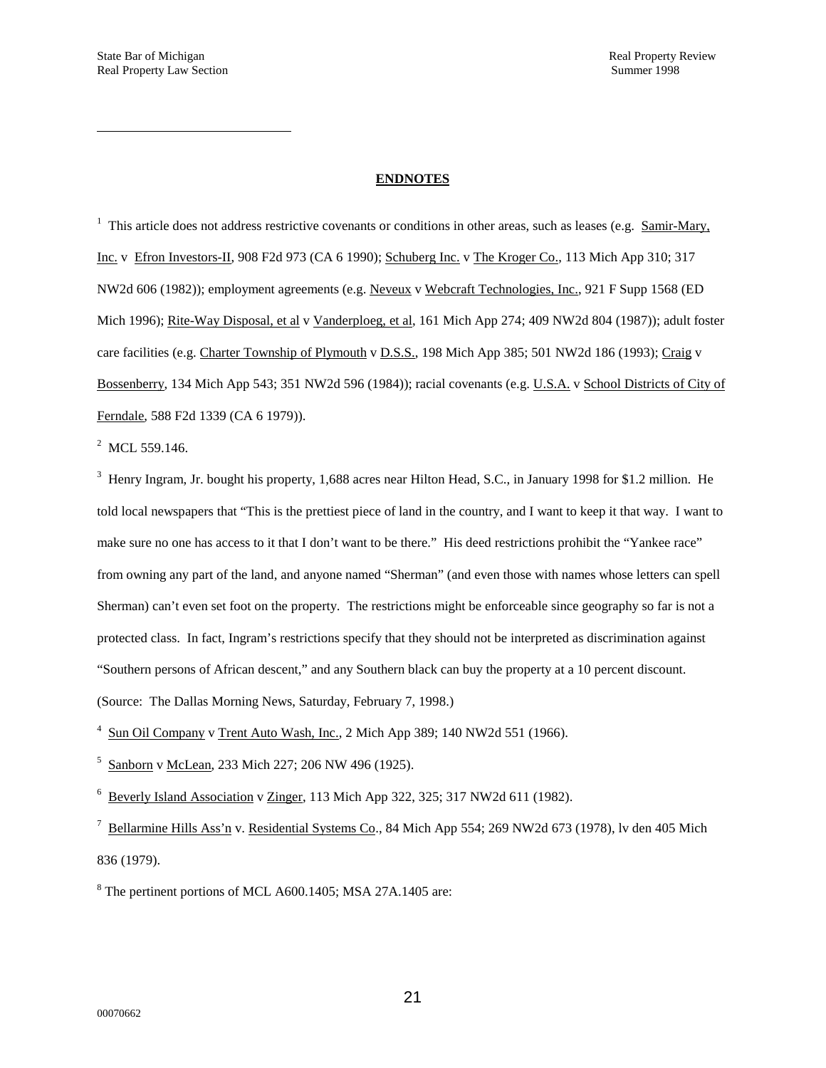## ENDNOTES

[1] This article does not address restrictive covenants or conditions in other areas, such as leases (e.g. Samir-Mary, Inc. v Efron Investors-II, 908 F2d 973 (CA 6 1990); Schuberg Inc. v The Kroger Co., 113 Mich App 310; 317 NW2d 606 (1982)); employment agreements (e.g. Neveux v Webcraft Technologies, Inc., 921 F Supp 1568 (ED Mich 1996); Rite-Way Disposal, et al v Vanderploeg, et al, 161 Mich App 274; 409 NW2d 804 (1987)); adult foster care facilities (e.g. Charter Township of Plymouth v D.S.S., 198 Mich App 385; 501 NW2d 186 (1993); Craig v Bossenberry, 134 Mich App 543; 351 NW2d 596 (1984)); racial covenants (e.g. U.S.A. v School Districts of City of Ferndale, 588 F2d 1339 (CA 6 1979)).

[2] MCL 559.146.

[3] Henry Ingram, Jr. bought his property, 1,688 acres near Hilton Head, S.C., in January 1998 for $1.2 million. He told local newspapers that "This is the prettiest piece of land in the country, and I want to keep it that way. I want to make sure no one has access to it that I don't want to be there." His deed restrictions prohibit the "Yankee race" from owning any part of the land, and anyone named "Sherman" (and even those with names whose letters can spell Sherman) can't even set foot on the property. The restrictions might be enforceable since geography so far is not a protected class. In fact, Ingram's restrictions specify that they should not be interpreted as discrimination against "Southern persons of African descent," and any Southern black can buy the property at a 10 percent discount. (Source: The Dallas Morning News, Saturday, February 7, 1998.)

[4] Sun Oil Company v Trent Auto Wash, Inc., 2 Mich App 389; 140 NW2d 551 (1966).

[5] Sanborn v McLean, 233 Mich 227; 206 NW 496 (1925).

[6] Beverly Island Association v Zinger, 113 Mich App 322, 325; 317 NW2d 611 (1982).

[7] Bellarmine Hills Ass'n v. Residential Systems Co., 84 Mich App 554; 269 NW2d 673 (1978), lv den 405 Mich 836 (1979).

[8] The pertinent portions of MCL A600.1405; MSA 27A.1405 are: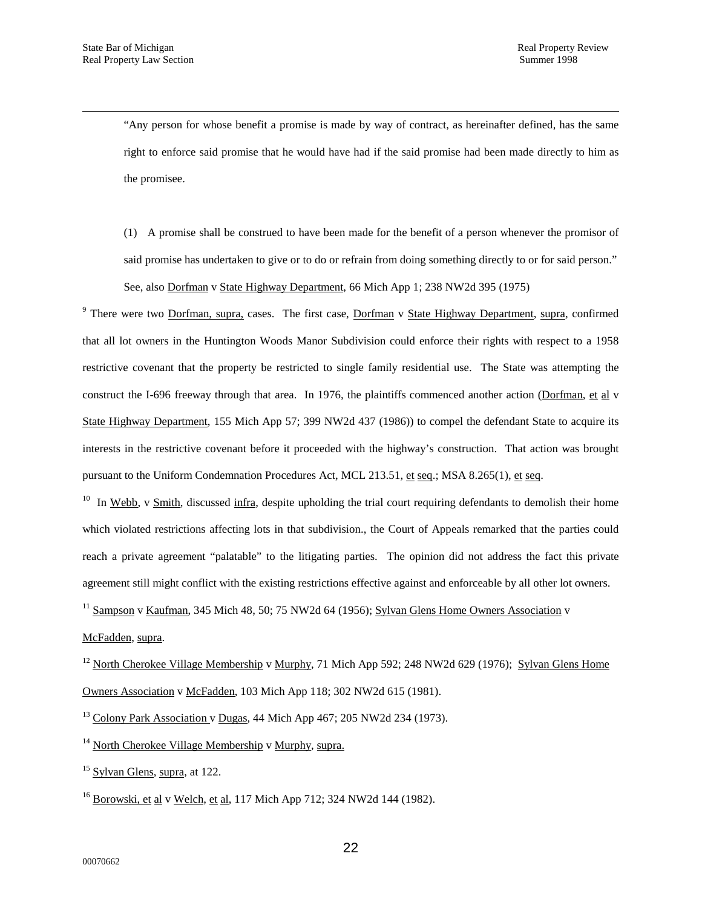"Any person for whose benefit a promise is made by way of contract, as hereinafter defined, has the same right to enforce said promise that he would have had if the said promise had been made directly to him as the promisee.

(1) A promise shall be construed to have been made for the benefit of a person whenever the promisor of said promise has undertaken to give or to do or refrain from doing something directly to or for said person." See, also Dorfman v State Highway Department, 66 Mich App 1; 238 NW2d 395 (1975)

[9] There were two Dorfman, supra, cases. The first case, Dorfman v State Highway Department, supra, confirmed that all lot owners in the Huntington Woods Manor Subdivision could enforce their rights with respect to a 1958 restrictive covenant that the property be restricted to single family residential use. The State was attempting the construct the I-696 freeway through that area. In 1976, the plaintiffs commenced another action (Dorfman, et al v State Highway Department, 155 Mich App 57; 399 NW2d 437 (1986)) to compel the defendant State to acquire its interests in the restrictive covenant before it proceeded with the highway's construction. That action was brought pursuant to the Uniform Condemnation Procedures Act, MCL 213.51, et seq.; MSA 8.265(1), et seq.

[10] In Webb, v Smith, discussed infra, despite upholding the trial court requiring defendants to demolish their home which violated restrictions affecting lots in that subdivision., the Court of Appeals remarked that the parties could reach a private agreement "palatable" to the litigating parties. The opinion did not address the fact this private agreement still might conflict with the existing restrictions effective against and enforceable by all other lot owners.

[11] Sampson v Kaufman, 345 Mich 48, 50; 75 NW2d 64 (1956); Sylvan Glens Home Owners Association v McFadden, supra.

[12] North Cherokee Village Membership v Murphy, 71 Mich App 592; 248 NW2d 629 (1976); Sylvan Glens Home Owners Association v McFadden, 103 Mich App 118; 302 NW2d 615 (1981).

[13] Colony Park Association v Dugas, 44 Mich App 467; 205 NW2d 234 (1973).

[14] North Cherokee Village Membership v Murphy, supra.

[15] Sylvan Glens, supra, at 122.

[16] Borowski, et al v Welch, et al, 117 Mich App 712; 324 NW2d 144 (1982).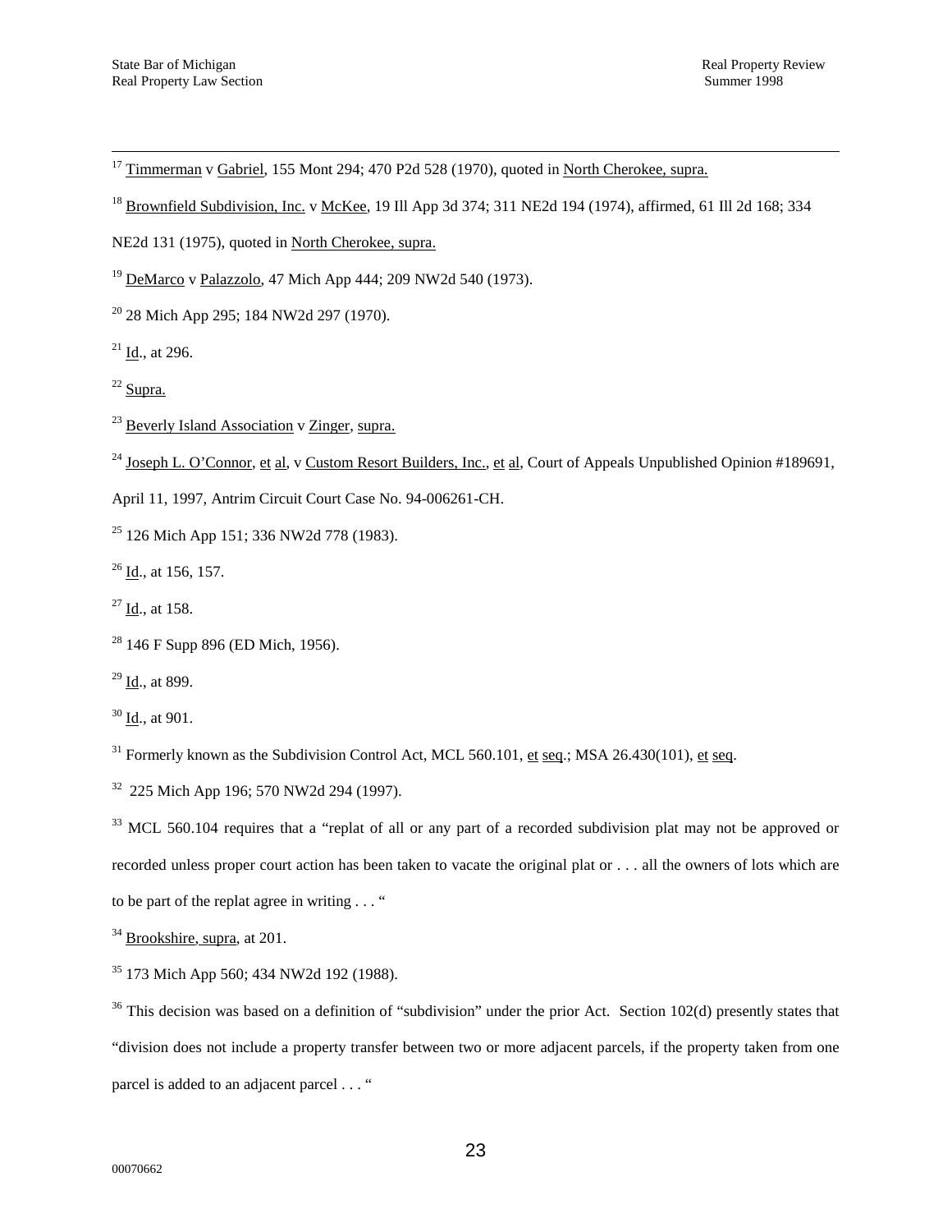[17] Timmerman v Gabriel, 155 Mont 294; 470 P2d 528 (1970), quoted in North Cherokee, supra.

[18] Brownfield Subdivision, Inc. v McKee, 19 Ill App 3d 374; 311 NE2d 194 (1974), affirmed, 61 Ill 2d 168; 334 NE2d 131 (1975), quoted in North Cherokee, supra.

[19] DeMarco v Palazzolo, 47 Mich App 444; 209 NW2d 540 (1973).

[20] 28 Mich App 295; 184 NW2d 297 (1970).

[21] Id., at 296.

[22] Supra.

[23] Beverly Island Association v Zinger, supra.

[24] Joseph L. O'Connor, et al, v Custom Resort Builders, Inc., et al, Court of Appeals Unpublished Opinion #189691, April 11, 1997, Antrim Circuit Court Case No. 94-006261-CH.

[25] 126 Mich App 151; 336 NW2d 778 (1983).

[26] Id., at 156, 157.

[27] Id., at 158.

[28] 146 F Supp 896 (ED Mich, 1956).

[29] Id., at 899.

[30] Id., at 901.

[31] Formerly known as the Subdivision Control Act, MCL 560.101, et seq.; MSA 26.430(101), et seq.

[32] 225 Mich App 196; 570 NW2d 294 (1997).

[33] MCL 560.104 requires that a "replat of all or any part of a recorded subdivision plat may not be approved or recorded unless proper court action has been taken to vacate the original plat or . . . all the owners of lots which are to be part of the replat agree in writing . . . "

[34] Brookshire, supra, at 201.

[35] 173 Mich App 560; 434 NW2d 192 (1988).

[36] This decision was based on a definition of "subdivision" under the prior Act. Section 102(d) presently states that "division does not include a property transfer between two or more adjacent parcels, if the property taken from one parcel is added to an adjacent parcel . . . "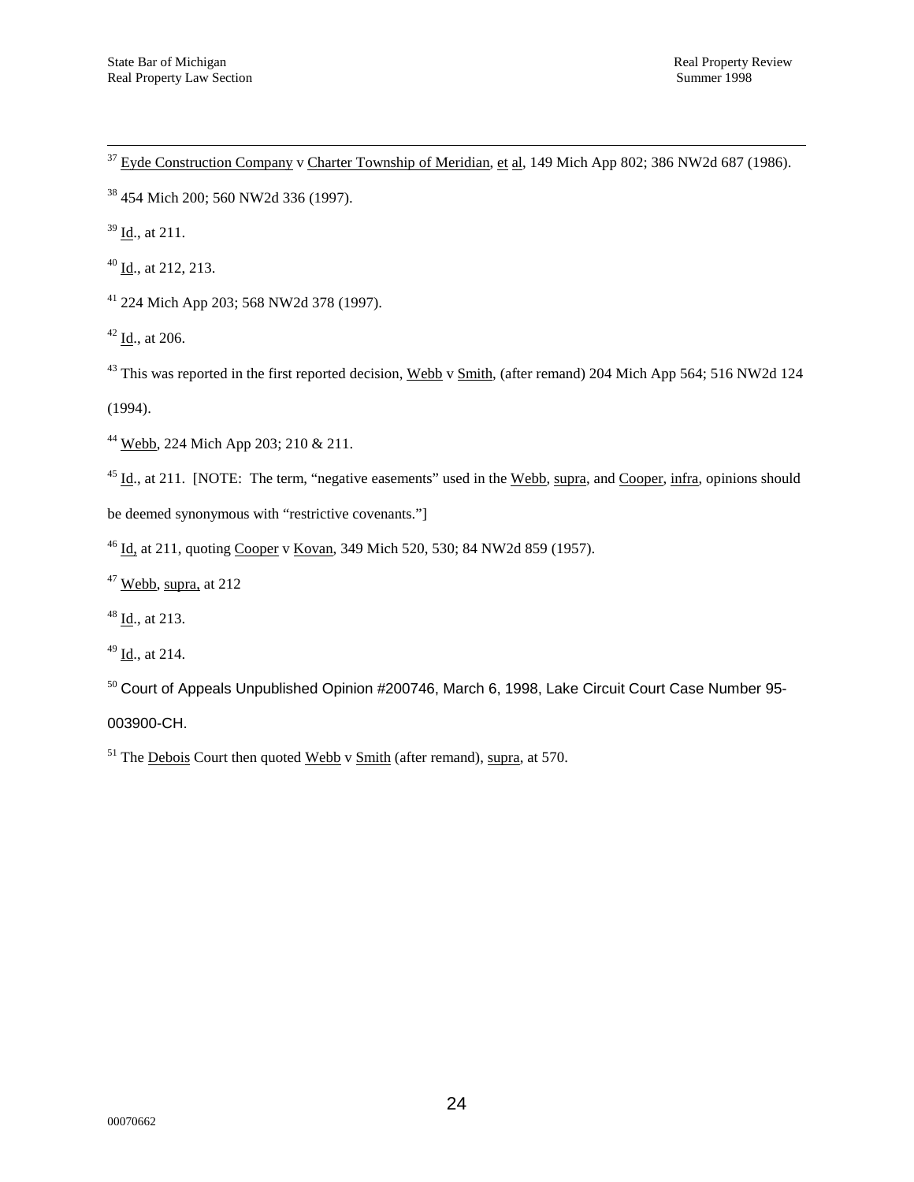[37] Eyde Construction Company v Charter Township of Meridian, et al, 149 Mich App 802; 386 NW2d 687 (1986).

[38] 454 Mich 200; 560 NW2d 336 (1997).

[39] Id., at 211.

[40] Id., at 212, 213.

[41] 224 Mich App 203; 568 NW2d 378 (1997).

[42] Id., at 206.

[43] This was reported in the first reported decision, Webb v Smith, (after remand) 204 Mich App 564; 516 NW2d 124 (1994).

[44] Webb, 224 Mich App 203; 210 & 211.

[45] Id., at 211. [NOTE: The term, "negative easements" used in the Webb, supra, and Cooper, infra, opinions should be deemed synonymous with "restrictive covenants."]

[46] Id, at 211, quoting Cooper v Kovan, 349 Mich 520, 530; 84 NW2d 859 (1957).

[47] Webb, supra, at 212

[48] Id., at 213.

[49] Id., at 214.

[50] Court of Appeals Unpublished Opinion #200746, March 6, 1998, Lake Circuit Court Case Number 95-003900-CH.

[51] The Debois Court then quoted Webb v Smith (after remand), supra, at 570.